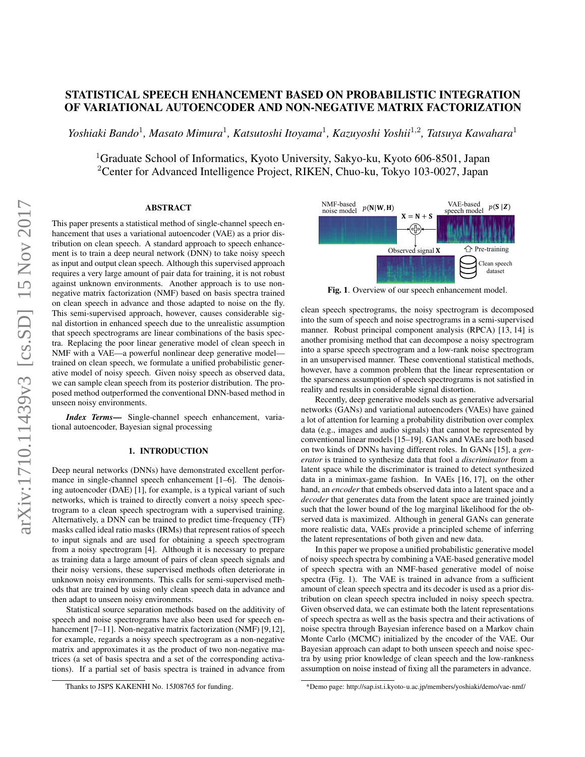# STATISTICAL SPEECH ENHANCEMENT BASED ON PROBABILISTIC INTEGRATION OF VARIATIONAL AUTOENCODER AND NON-NEGATIVE MATRIX FACTORIZATION

*Yoshiaki Bando[1], Masato Mimura[1], Katsutoshi Itoyama[1], Kazuyoshi Yoshii[1,2], Tatsuya Kawahara[1]*

[1]Graduate School of Informatics, Kyoto University, Sakyo-ku, Kyoto 606-8501, Japan
[2]Center for Advanced Intelligence Project, RIKEN, Chuo-ku, Tokyo 103-0027, Japan

## ABSTRACT

This paper presents a statistical method of single-channel speech enhancement that uses a variational autoencoder (VAE) as a prior distribution on clean speech. A standard approach to speech enhancement is to train a deep neural network (DNN) to take noisy speech as input and output clean speech. Although this supervised approach requires a very large amount of pair data for training, it is not robust against unknown environments. Another approach is to use non-negative matrix factorization (NMF) based on basis spectra trained on clean speech in advance and those adapted to noise on the fly. This semi-supervised approach, however, causes considerable signal distortion in enhanced speech due to the unrealistic assumption that speech spectrograms are linear combinations of the basis spectra. Replacing the poor linear generative model of clean speech in NMF with a VAE—a powerful nonlinear deep generative model—trained on clean speech, we formulate a unified probabilistic generative model of noisy speech. Given noisy speech as observed data, we can sample clean speech from its posterior distribution. The proposed method outperformed the conventional DNN-based method in unseen noisy environments.

***Index Terms*—** Single-channel speech enhancement, variational autoencoder, Bayesian signal processing

## 1. INTRODUCTION

Deep neural networks (DNNs) have demonstrated excellent performance in single-channel speech enhancement [1–6]. The denoising autoencoder (DAE) [1], for example, is a typical variant of such networks, which is trained to directly convert a noisy speech spectrogram to a clean speech spectrogram with a supervised training. Alternatively, a DNN can be trained to predict time-frequency (TF) masks called ideal ratio masks (IRMs) that represent ratios of speech to input signals and are used for obtaining a speech spectrogram from a noisy spectrogram [4]. Although it is necessary to prepare as training data a large amount of pairs of clean speech signals and their noisy versions, these supervised methods often deteriorate in unknown noisy environments. This calls for semi-supervised methods that are trained by using only clean speech data in advance and then adapt to unseen noisy environments.

Statistical source separation methods based on the additivity of speech and noise spectrograms have also been used for speech enhancement [7–11]. Non-negative matrix factorization (NMF) [9,12], for example, regards a noisy speech spectrogram as a non-negative matrix and approximates it as the product of two non-negative matrices (a set of basis spectra and a set of the corresponding activations). If a partial set of basis spectra is trained in advance from clean speech spectrograms, the noisy spectrogram is decomposed into the sum of speech and noise spectrograms in a semi-supervised manner. Robust principal component analysis (RPCA) [13, 14] is another promising method that can decompose a noisy spectrogram into a sparse speech spectrogram and a low-rank noise spectrogram in an unsupervised manner. These conventional statistical methods, however, have a common problem that the linear representation or the sparseness assumption of speech spectrograms is not satisfied in reality and results in considerable signal distortion.

NMF-based noise model $p(\mathbf{N}|\mathbf{W},\mathbf{H})$ — VAE-based speech model $p(\mathbf{S}|\mathbf{Z})$ — $\mathbf{X} = \mathbf{N} + \mathbf{S}$ — Observed signal $\mathbf{X}$ — Pre-training — Clean speech dataset

**Fig. 1**. Overview of our speech enhancement model.

Recently, deep generative models such as generative adversarial networks (GANs) and variational autoencoders (VAEs) have gained a lot of attention for learning a probability distribution over complex data (e.g., images and audio signals) that cannot be represented by conventional linear models [15–19]. GANs and VAEs are both based on two kinds of DNNs having different roles. In GANs [15], a *generator* is trained to synthesize data that fool a *discriminator* from a latent space while the discriminator is trained to detect synthesized data in a minimax-game fashion. In VAEs [16, 17], on the other hand, an *encoder* that embeds observed data into a latent space and a *decoder* that generates data from the latent space are trained jointly such that the lower bound of the log marginal likelihood for the observed data is maximized. Although in general GANs can generate more realistic data, VAEs provide a principled scheme of inferring the latent representations of both given and new data.

In this paper we propose a unified probabilistic generative model of noisy speech spectra by combining a VAE-based generative model of speech spectra with an NMF-based generative model of noise spectra (Fig. 1). The VAE is trained in advance from a sufficient amount of clean speech spectra and its decoder is used as a prior distribution on clean speech spectra included in noisy speech spectra. Given observed data, we can estimate both the latent representations of speech spectra as well as the basis spectra and their activations of noise spectra through Bayesian inference based on a Markov chain Monte Carlo (MCMC) initialized by the encoder of the VAE. Our Bayesian approach can adapt to both unseen speech and noise spectra by using prior knowledge of clean speech and the low-rankness assumption on noise instead of fixing all the parameters in advance.

Thanks to JSPS KAKENHI No. 15J08765 for funding.

*Demo page: http://sap.ist.i.kyoto-u.ac.jp/members/yoshiaki/demo/vae-nmf/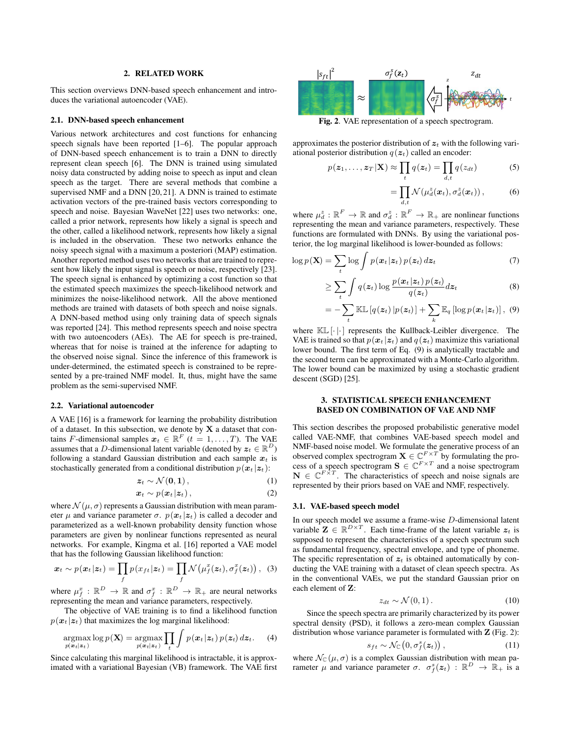## 2. RELATED WORK

This section overviews DNN-based speech enhancement and introduces the variational autoencoder (VAE).

### 2.1. DNN-based speech enhancement

Various network architectures and cost functions for enhancing speech signals have been reported [1–6]. The popular approach of DNN-based speech enhancement is to train a DNN to directly represent clean speech [6]. The DNN is trained using simulated noisy data constructed by adding noise to speech as input and clean speech as the target. There are several methods that combine a supervised NMF and a DNN [20, 21]. A DNN is trained to estimate activation vectors of the pre-trained basis vectors corresponding to speech and noise. Bayesian WaveNet [22] uses two networks: one, called a prior network, represents how likely a signal is speech and the other, called a likelihood network, represents how likely a signal is included in the observation. These two networks enhance the noisy speech signal with a maximum a posteriori (MAP) estimation. Another reported method uses two networks that are trained to represent how likely the input signal is speech or noise, respectively [23]. The speech signal is enhanced by optimizing a cost function so that the estimated speech maximizes the speech-likelihood network and minimizes the noise-likelihood network. All the above mentioned methods are trained with datasets of both speech and noise signals. A DNN-based method using only training data of speech signals was reported [24]. This method represents speech and noise spectra with two autoencoders (AEs). The AE for speech is pre-trained, whereas that for noise is trained at the inference for adapting to the observed noise signal. Since the inference of this framework is under-determined, the estimated speech is constrained to be represented by a pre-trained NMF model. It, thus, might have the same problem as the semi-supervised NMF.

### 2.2. Variational autoencoder

A VAE [16] is a framework for learning the probability distribution of a dataset. In this subsection, we denote by $\mathbf{X}$ a dataset that contains $F$-dimensional samples $\boldsymbol{x}_t \in \mathbb{R}^F$ $(t = 1, \ldots, T)$. The VAE assumes that a $D$-dimensional latent variable (denoted by $\boldsymbol{z}_t \in \mathbb{R}^D$) following a standard Gaussian distribution and each sample $\boldsymbol{x}_t$ is stochastically generated from a conditional distribution $p(\boldsymbol{x}_t|\boldsymbol{z}_t)$:

$$\boldsymbol{z}_t \sim \mathcal{N}(\mathbf{0}, \mathbf{1}), \tag{1}$$

$$\boldsymbol{x}_t \sim p(\boldsymbol{x}_t|\boldsymbol{z}_t), \tag{2}$$

where $\mathcal{N}(\mu, \sigma)$ represents a Gaussian distribution with mean parameter $\mu$ and variance parameter $\sigma$. $p(\boldsymbol{x}_t|\boldsymbol{z}_t)$ is called a decoder and parameterized as a well-known probability density function whose parameters are given by nonlinear functions represented as neural networks. For example, Kingma et al. [16] reported a VAE model that has the following Gaussian likelihood function:

$$\boldsymbol{x}_t \sim p(\boldsymbol{x}_t|\boldsymbol{z}_t) = \prod_f p(x_{ft}|\boldsymbol{z}_t) = \prod_f \mathcal{N}\left(\mu_f^x(\boldsymbol{z}_t), \sigma_f^x(\boldsymbol{z}_t)\right), \tag{3}$$

where $\mu_f^x : \mathbb{R}^D \to \mathbb{R}$ and $\sigma_f^x : \mathbb{R}^D \to \mathbb{R}_+$ are neural networks representing the mean and variance parameters, respectively.

The objective of VAE training is to find a likelihood function $p(\boldsymbol{x}_t|\boldsymbol{z}_t)$ that maximizes the log marginal likelihood:

$$\underset{p(\boldsymbol{x}_t|\boldsymbol{z}_t)}{\operatorname{argmax}} \log p(\mathbf{X}) = \underset{p(\boldsymbol{x}_t|\boldsymbol{z}_t)}{\operatorname{argmax}} \prod_t \int p(\boldsymbol{x}_t|\boldsymbol{z}_t)\, p(\boldsymbol{z}_t)\, d\boldsymbol{z}_t. \tag{4}$$

Since calculating this marginal likelihood is intractable, it is approximated with a variational Bayesian (VB) framework. The VAE first approximates the posterior distribution of $\boldsymbol{z}_t$ with the following variational posterior distribution $q(\boldsymbol{z}_t)$ called an encoder:

$$p(\boldsymbol{z}_1, \ldots, \boldsymbol{z}_T|\mathbf{X}) \approx \prod_t q(\boldsymbol{z}_t) = \prod_{d,t} q(z_{dt}) \tag{5}$$

$$= \prod_{d,t} \mathcal{N}(\mu_d^z(\boldsymbol{x}_t), \sigma_d^z(\boldsymbol{x}_t)), \tag{6}$$

where $\mu_d^z : \mathbb{R}^F \to \mathbb{R}$ and $\sigma_d^z : \mathbb{R}^F \to \mathbb{R}_+$ are nonlinear functions representing the mean and variance parameters, respectively. These functions are formulated with DNNs. By using the variational posterior, the log marginal likelihood is lower-bounded as follows:

$$\log p(\mathbf{X}) = \sum_t \log \int p(\boldsymbol{x}_t|\boldsymbol{z}_t)\, p(\boldsymbol{z}_t)\, d\boldsymbol{z}_t \tag{7}$$

$$\geq \sum_t \int q(\boldsymbol{z}_t) \log \frac{p(\boldsymbol{x}_t|\boldsymbol{z}_t)\, p(\boldsymbol{z}_t)}{q(\boldsymbol{z}_t)} d\boldsymbol{z}_t \tag{8}$$

$$= -\sum_t \mathbb{KL}\left[q(\boldsymbol{z}_t)\,|p(\boldsymbol{z}_t)\right] + \sum_k \mathbb{E}_q\left[\log p(\boldsymbol{x}_t|\boldsymbol{z}_t)\right], \tag{9}$$

where $\mathbb{KL}[\cdot|\cdot]$ represents the Kullback-Leibler divergence. The VAE is trained so that $p(\boldsymbol{x}_t|\boldsymbol{z}_t)$ and $q(\boldsymbol{z}_t)$ maximize this variational lower bound. The first term of Eq. (9) is analytically tractable and the second term can be approximated with a Monte-Carlo algorithm. The lower bound can be maximized by using a stochastic gradient descent (SGD) [25].

Fig. 2. VAE representation of a speech spectrogram.

## 3. STATISTICAL SPEECH ENHANCEMENT BASED ON COMBINATION OF VAE AND NMF

This section describes the proposed probabilistic generative model called VAE-NMF, that combines VAE-based speech model and NMF-based noise model. We formulate the generative process of an observed complex spectrogram $\mathbf{X} \in \mathbb{C}^{F \times T}$ by formulating the process of a speech spectrogram $\mathbf{S} \in \mathbb{C}^{F \times T}$ and a noise spectrogram $\mathbf{N} \in \mathbb{C}^{F \times T}$. The characteristics of speech and noise signals are represented by their priors based on VAE and NMF, respectively.

### 3.1. VAE-based speech model

In our speech model we assume a frame-wise $D$-dimensional latent variable $\mathbf{Z} \in \mathbb{R}^{D \times T}$. Each time-frame of the latent variable $\boldsymbol{z}_t$ is supposed to represent the characteristics of a speech spectrum such as fundamental frequency, spectral envelope, and type of phoneme. The specific representation of $\boldsymbol{z}_t$ is obtained automatically by conducting the VAE training with a dataset of clean speech spectra. As in the conventional VAEs, we put the standard Gaussian prior on each element of $\mathbf{Z}$:

$$z_{dt} \sim \mathcal{N}(0, 1). \tag{10}$$

Since the speech spectra are primarily characterized by its power spectral density (PSD), it follows a zero-mean complex Gaussian distribution whose variance parameter is formulated with $\mathbf{Z}$ (Fig. 2):

$$s_{ft} \sim \mathcal{N}_{\mathbb{C}}\left(0, \sigma_f^s(\boldsymbol{z}_t)\right), \tag{11}$$

where $\mathcal{N}_{\mathbb{C}}(\mu, \sigma)$ is a complex Gaussian distribution with mean parameter $\mu$ and variance parameter $\sigma$. $\sigma_f^s(\boldsymbol{z}_t) : \mathbb{R}^D \to \mathbb{R}_+$ is a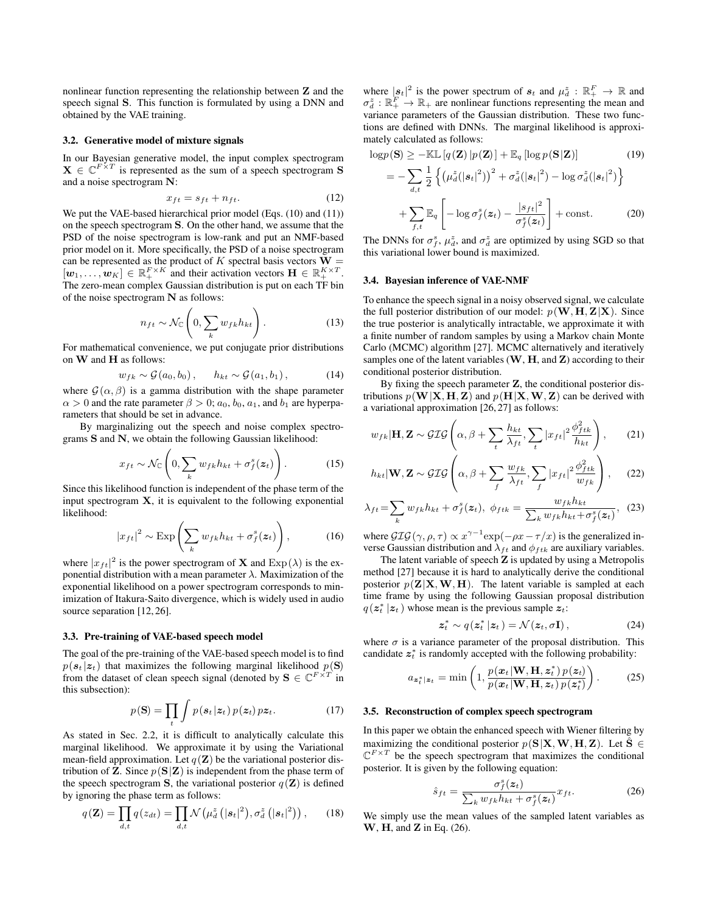nonlinear function representing the relationship between $\mathbf{Z}$ and the speech signal $\mathbf{S}$. This function is formulated by using a DNN and obtained by the VAE training.

### 3.2. Generative model of mixture signals

In our Bayesian generative model, the input complex spectrogram $\mathbf{X} \in \mathbb{C}^{F \times T}$ is represented as the sum of a speech spectrogram $\mathbf{S}$ and a noise spectrogram $\mathbf{N}$:

$$x_{ft} = s_{ft} + n_{ft}. \tag{12}$$

We put the VAE-based hierarchical prior model (Eqs. (10) and (11)) on the speech spectrogram $\mathbf{S}$. On the other hand, we assume that the PSD of the noise spectrogram is low-rank and put an NMF-based prior model on it. More specifically, the PSD of a noise spectrogram can be represented as the product of $K$ spectral basis vectors $\mathbf{W} = [\boldsymbol{w}_1, \ldots, \boldsymbol{w}_K] \in \mathbb{R}_+^{F \times K}$ and their activation vectors $\mathbf{H} \in \mathbb{R}_+^{K \times T}$. The zero-mean complex Gaussian distribution is put on each TF bin of the noise spectrogram $\mathbf{N}$ as follows:

$$n_{ft} \sim \mathcal{N}_{\mathbb{C}}\left(0, \sum_k w_{fk} h_{kt}\right). \tag{13}$$

For mathematical convenience, we put conjugate prior distributions on $\mathbf{W}$ and $\mathbf{H}$ as follows:

$$w_{fk} \sim \mathcal{G}(a_0, b_0), \qquad h_{kt} \sim \mathcal{G}(a_1, b_1), \tag{14}$$

where $\mathcal{G}(\alpha, \beta)$ is a gamma distribution with the shape parameter $\alpha > 0$ and the rate parameter $\beta > 0$; $a_0$, $b_0$, $a_1$, and $b_1$ are hyperparameters that should be set in advance.

By marginalizing out the speech and noise complex spectrograms $\mathbf{S}$ and $\mathbf{N}$, we obtain the following Gaussian likelihood:

$$x_{ft} \sim \mathcal{N}_{\mathbb{C}}\left(0, \sum_k w_{fk} h_{kt} + \sigma_f^s(\boldsymbol{z}_t)\right). \tag{15}$$

Since this likelihood function is independent of the phase term of the input spectrogram $\mathbf{X}$, it is equivalent to the following exponential likelihood:

$$|x_{ft}|^2 \sim \mathrm{Exp}\left(\sum_k w_{fk} h_{kt} + \sigma_f^s(\boldsymbol{z}_t)\right), \tag{16}$$

where $|x_{ft}|^2$ is the power spectrogram of $\mathbf{X}$ and $\mathrm{Exp}(\lambda)$ is the exponential distribution with a mean parameter $\lambda$. Maximization of the exponential likelihood on a power spectrogram corresponds to minimization of Itakura-Saito divergence, which is widely used in audio source separation [12, 26].

### 3.3. Pre-training of VAE-based speech model

The goal of the pre-training of the VAE-based speech model is to find $p(\boldsymbol{s}_t | \boldsymbol{z}_t)$ that maximizes the following marginal likelihood $p(\mathbf{S})$ from the dataset of clean speech signal (denoted by $\mathbf{S} \in \mathbb{C}^{F \times T}$ in this subsection):

$$p(\mathbf{S}) = \prod_t \int p(\boldsymbol{s}_t | \boldsymbol{z}_t)\, p(\boldsymbol{z}_t)\, p\boldsymbol{z}_t. \tag{17}$$

As stated in Sec. 2.2, it is difficult to analytically calculate this marginal likelihood. We approximate it by using the Variational mean-field approximation. Let $q(\mathbf{Z})$ be the variational posterior distribution of $\mathbf{Z}$. Since $p(\mathbf{S}|\mathbf{Z})$ is independent from the phase term of the speech spectrogram $\mathbf{S}$, the variational posterior $q(\mathbf{Z})$ is defined by ignoring the phase term as follows:

$$q(\mathbf{Z}) = \prod_{d,t} q(z_{dt}) = \prod_{d,t} \mathcal{N}\left(\mu_d^z\left(|\boldsymbol{s}_t|^2\right), \sigma_d^z\left(|\boldsymbol{s}_t|^2\right)\right), \tag{18}$$

where $|\boldsymbol{s}_t|^2$ is the power spectrum of $\boldsymbol{s}_t$ and $\mu_d^z : \mathbb{R}_+^F \to \mathbb{R}$ and $\sigma_d^z : \mathbb{R}_+^F \to \mathbb{R}_+$ are nonlinear functions representing the mean and variance parameters of the Gaussian distribution. These two functions are defined with DNNs. The marginal likelihood is approximately calculated as follows:

$$\log p(\mathbf{S}) \geq -\mathbb{KL}\left[q(\mathbf{Z})\, |p(\mathbf{Z})\right] + \mathbb{E}_q\left[\log p(\mathbf{S}|\mathbf{Z})\right] \tag{19}$$

$$= -\sum_{d,t} \frac{1}{2}\left\{\left(\mu_d^z(|\boldsymbol{s}_t|^2)\right)^2 + \sigma_d^z(|\boldsymbol{s}_t|^2) - \log \sigma_d^z(|\boldsymbol{s}_t|^2)\right\}$$

$$+ \sum_{f,t} \mathbb{E}_q\left[-\log \sigma_f^s(\boldsymbol{z}_t) - \frac{|s_{ft}|^2}{\sigma_f^s(\boldsymbol{z}_t)}\right] + \text{const.} \tag{20}$$

The DNNs for $\sigma_f^s$, $\mu_d^z$, and $\sigma_d^z$ are optimized by using SGD so that this variational lower bound is maximized.

### 3.4. Bayesian inference of VAE-NMF

To enhance the speech signal in a noisy observed signal, we calculate the full posterior distribution of our model: $p(\mathbf{W}, \mathbf{H}, \mathbf{Z}|\mathbf{X})$. Since the true posterior is analytically intractable, we approximate it with a finite number of random samples by using a Markov chain Monte Carlo (MCMC) algorithm [27]. MCMC alternatively and iteratively samples one of the latent variables ($\mathbf{W}$, $\mathbf{H}$, and $\mathbf{Z}$) according to their conditional posterior distribution.

By fixing the speech parameter $\mathbf{Z}$, the conditional posterior distributions $p(\mathbf{W}|\mathbf{X}, \mathbf{H}, \mathbf{Z})$ and $p(\mathbf{H}|\mathbf{X}, \mathbf{W}, \mathbf{Z})$ can be derived with a variational approximation [26, 27] as follows:

$$w_{fk}|\mathbf{H}, \mathbf{Z} \sim \mathcal{GIG}\left(\alpha, \beta + \sum_t \frac{h_{kt}}{\lambda_{ft}}, \sum_t |x_{ft}|^2 \frac{\phi_{ftk}^2}{h_{kt}}\right), \tag{21}$$

$$h_{kt}|\mathbf{W}, \mathbf{Z} \sim \mathcal{GIG}\left(\alpha, \beta + \sum_f \frac{w_{fk}}{\lambda_{ft}}, \sum_f |x_{ft}|^2 \frac{\phi_{ftk}^2}{w_{fk}}\right), \tag{22}$$

$$\lambda_{ft} = \sum_k w_{fk} h_{kt} + \sigma_f^s(\boldsymbol{z}_t),\ \ \phi_{ftk} = \frac{w_{fk} h_{kt}}{\sum_k w_{fk} h_{kt} + \sigma_f^s(\boldsymbol{z}_t)}, \tag{23}$$

where $\mathcal{GIG}(\gamma, \rho, \tau) \propto x^{\gamma - 1}\exp(-\rho x - \tau/x)$ is the generalized inverse Gaussian distribution and $\lambda_{ft}$ and $\phi_{ftk}$ are auxiliary variables.

The latent variable of speech $\mathbf{Z}$ is updated by using a Metropolis method [27] because it is hard to analytically derive the conditional posterior $p(\mathbf{Z}|\mathbf{X}, \mathbf{W}, \mathbf{H})$. The latent variable is sampled at each time frame by using the following Gaussian proposal distribution $q(\boldsymbol{z}_t^* | \boldsymbol{z}_t)$ whose mean is the previous sample $\boldsymbol{z}_t$:

$$\boldsymbol{z}_t^* \sim q(\boldsymbol{z}_t^* | \boldsymbol{z}_t) = \mathcal{N}(\boldsymbol{z}_t, \sigma \mathbf{I}), \tag{24}$$

where $\sigma$ is a variance parameter of the proposal distribution. This candidate $\boldsymbol{z}_t^*$ is randomly accepted with the following probability:

$$a_{\boldsymbol{z}_t^*|\boldsymbol{z}_t} = \min\left(1, \frac{p(\boldsymbol{x}_t|\mathbf{W}, \mathbf{H}, \boldsymbol{z}_t^*)\, p(\boldsymbol{z}_t)}{p(\boldsymbol{x}_t|\mathbf{W}, \mathbf{H}, \boldsymbol{z}_t)\, p(\boldsymbol{z}_t^*)}\right). \tag{25}$$

### 3.5. Reconstruction of complex speech spectrogram

In this paper we obtain the enhanced speech with Wiener filtering by maximizing the conditional posterior $p(\mathbf{S}|\mathbf{X}, \mathbf{W}, \mathbf{H}, \mathbf{Z})$. Let $\hat{\mathbf{S}} \in \mathbb{C}^{F \times T}$ be the speech spectrogram that maximizes the conditional posterior. It is given by the following equation:

$$\hat{s}_{ft} = \frac{\sigma_f^s(\boldsymbol{z}_t)}{\sum_k w_{fk} h_{kt} + \sigma_f^s(\boldsymbol{z}_t)} x_{ft}. \tag{26}$$

We simply use the mean values of the sampled latent variables as $\mathbf{W}$, $\mathbf{H}$, and $\mathbf{Z}$ in Eq. (26).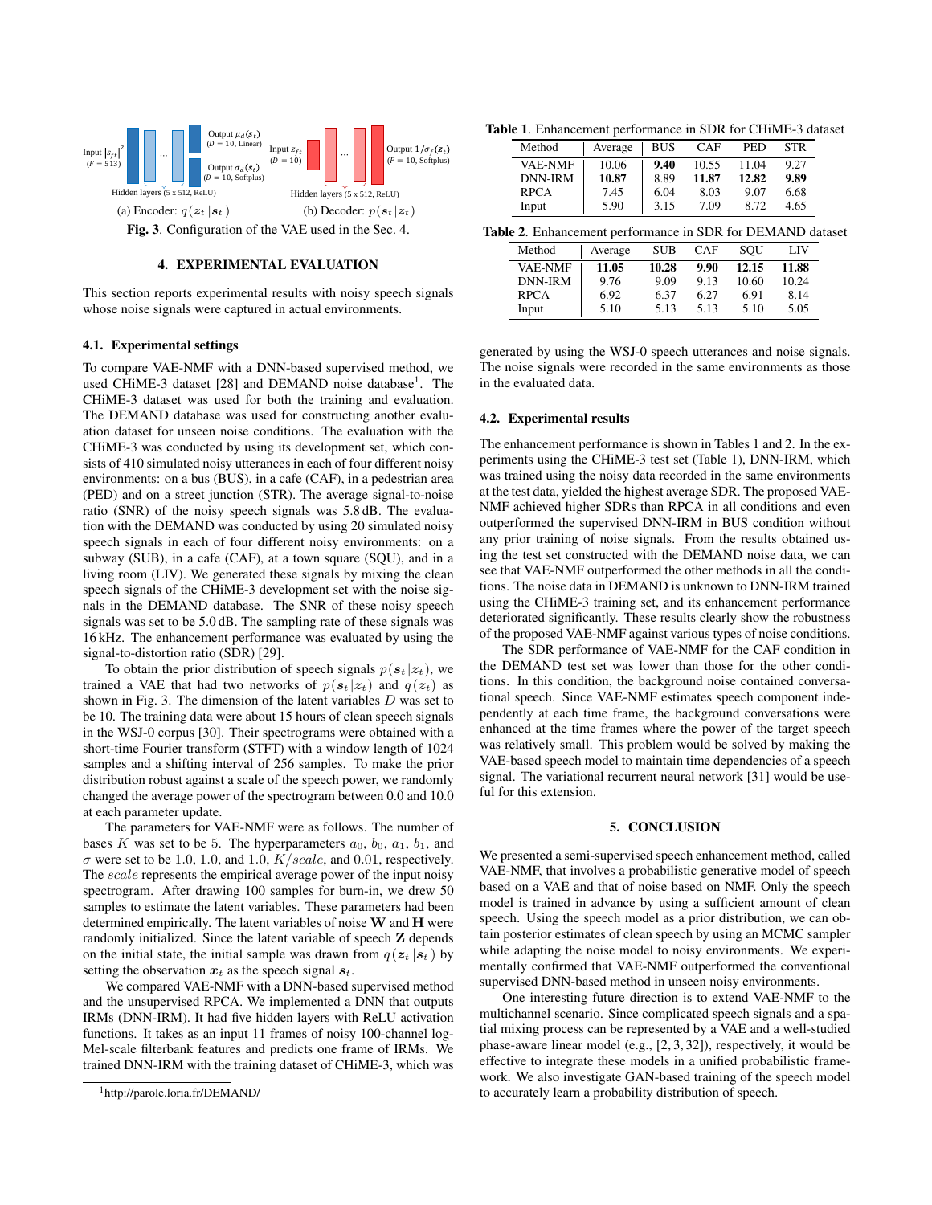Input $|s_{ft}|^2$ ($F = 513$) — Hidden layers (5 x 512, ReLU) — Output $\mu_d(s_t)$ ($D = 10$, Linear) — Output $\sigma_d(s_t)$ ($D = 10$, Softplus)

(a) Encoder: $q(z_t | s_t)$

Input $z_{ft}$ ($D = 10$) — Hidden layers (5 x 512, ReLU) — Output $1/\sigma_f(z_t)$ ($F = 10$, Softplus)

(b) Decoder: $p(s_t | z_t)$

**Fig. 3**. Configuration of the VAE used in the Sec. 4.

## 4. EXPERIMENTAL EVALUATION

This section reports experimental results with noisy speech signals whose noise signals were captured in actual environments.

### 4.1. Experimental settings

To compare VAE-NMF with a DNN-based supervised method, we used CHiME-3 dataset [28] and DEMAND noise database[1]. The CHiME-3 dataset was used for both the training and evaluation. The DEMAND database was used for constructing another evaluation dataset for unseen noise conditions. The evaluation with the CHiME-3 was conducted by using its development set, which consists of 410 simulated noisy utterances in each of four different noisy environments: on a bus (BUS), in a cafe (CAF), in a pedestrian area (PED) and on a street junction (STR). The average signal-to-noise ratio (SNR) of the noisy speech signals was 5.8 dB. The evaluation with the DEMAND was conducted by using 20 simulated noisy speech signals in each of four different noisy environments: on a subway (SUB), in a cafe (CAF), at a town square (SQU), and in a living room (LIV). We generated these signals by mixing the clean speech signals of the CHiME-3 development set with the noise signals in the DEMAND database. The SNR of these noisy speech signals was set to be 5.0 dB. The sampling rate of these signals was 16 kHz. The enhancement performance was evaluated by using the signal-to-distortion ratio (SDR) [29].

To obtain the prior distribution of speech signals $p(\boldsymbol{s}_t|\boldsymbol{z}_t)$, we trained a VAE that had two networks of $p(\boldsymbol{s}_t|\boldsymbol{z}_t)$ and $q(\boldsymbol{z}_t)$ as shown in Fig. 3. The dimension of the latent variables $D$ was set to be 10. The training data were about 15 hours of clean speech signals in the WSJ-0 corpus [30]. Their spectrograms were obtained with a short-time Fourier transform (STFT) with a window length of 1024 samples and a shifting interval of 256 samples. To make the prior distribution robust against a scale of the speech power, we randomly changed the average power of the spectrogram between 0.0 and 10.0 at each parameter update.

The parameters for VAE-NMF were as follows. The number of bases $K$ was set to be 5. The hyperparameters $a_0$, $b_0$, $a_1$, $b_1$, and $\sigma$ were set to be 1.0, 1.0, and 1.0, $K/scale$, and 0.01, respectively. The $scale$ represents the empirical average power of the input noisy spectrogram. After drawing 100 samples for burn-in, we drew 50 samples to estimate the latent variables. These parameters had been determined empirically. The latent variables of noise $\mathbf{W}$ and $\mathbf{H}$ were randomly initialized. Since the latent variable of speech $\mathbf{Z}$ depends on the initial state, the initial sample was drawn from $q(\boldsymbol{z}_t | \boldsymbol{s}_t)$ by setting the observation $\boldsymbol{x}_t$ as the speech signal $\boldsymbol{s}_t$.

We compared VAE-NMF with a DNN-based supervised method and the unsupervised RPCA. We implemented a DNN that outputs IRMs (DNN-IRM). It had five hidden layers with ReLU activation functions. It takes as an input 11 frames of noisy 100-channel log-Mel-scale filterbank features and predicts one frame of IRMs. We trained DNN-IRM with the training dataset of CHiME-3, which was generated by using the WSJ-0 speech utterances and noise signals. The noise signals were recorded in the same environments as those in the evaluated data.

[1]http://parole.loria.fr/DEMAND/

**Table 1**. Enhancement performance in SDR for CHiME-3 dataset

| Method | Average | BUS | CAF | PED | STR |
|---|---|---|---|---|---|
| VAE-NMF | 10.06 | **9.40** | 10.55 | 11.04 | 9.27 |
| DNN-IRM | **10.87** | 8.89 | **11.87** | **12.82** | **9.89** |
| RPCA | 7.45 | 6.04 | 8.03 | 9.07 | 6.68 |
| Input | 5.90 | 3.15 | 7.09 | 8.72 | 4.65 |

**Table 2**. Enhancement performance in SDR for DEMAND dataset

| Method | Average | SUB | CAF | SQU | LIV |
|---|---|---|---|---|---|
| VAE-NMF | **11.05** | **10.28** | **9.90** | **12.15** | **11.88** |
| DNN-IRM | 9.76 | 9.09 | 9.13 | 10.60 | 10.24 |
| RPCA | 6.92 | 6.37 | 6.27 | 6.91 | 8.14 |
| Input | 5.10 | 5.13 | 5.13 | 5.10 | 5.05 |

### 4.2. Experimental results

The enhancement performance is shown in Tables 1 and 2. In the experiments using the CHiME-3 test set (Table 1), DNN-IRM, which was trained using the noisy data recorded in the same environments at the test data, yielded the highest average SDR. The proposed VAE-NMF achieved higher SDRs than RPCA in all conditions and even outperformed the supervised DNN-IRM in BUS condition without any prior training of noise signals. From the results obtained using the test set constructed with the DEMAND noise data, we can see that VAE-NMF outperformed the other methods in all the conditions. The noise data in DEMAND is unknown to DNN-IRM trained using the CHiME-3 training set, and its enhancement performance deteriorated significantly. These results clearly show the robustness of the proposed VAE-NMF against various types of noise conditions.

The SDR performance of VAE-NMF for the CAF condition in the DEMAND test set was lower than those for the other conditions. In this condition, the background noise contained conversational speech. Since VAE-NMF estimates speech component independently at each time frame, the background conversations were enhanced at the time frames where the power of the target speech was relatively small. This problem would be solved by making the VAE-based speech model to maintain time dependencies of a speech signal. The variational recurrent neural network [31] would be useful for this extension.

## 5. CONCLUSION

We presented a semi-supervised speech enhancement method, called VAE-NMF, that involves a probabilistic generative model of speech based on a VAE and that of noise based on NMF. Only the speech model is trained in advance by using a sufficient amount of clean speech. Using the speech model as a prior distribution, we can obtain posterior estimates of clean speech by using an MCMC sampler while adapting the noise model to noisy environments. We experimentally confirmed that VAE-NMF outperformed the conventional supervised DNN-based method in unseen noisy environments.

One interesting future direction is to extend VAE-NMF to the multichannel scenario. Since complicated speech signals and a spatial mixing process can be represented by a VAE and a well-studied phase-aware linear model (e.g., [2, 3, 32]), respectively, it would be effective to integrate these models in a unified probabilistic framework. We also investigate GAN-based training of the speech model to accurately learn a probability distribution of speech.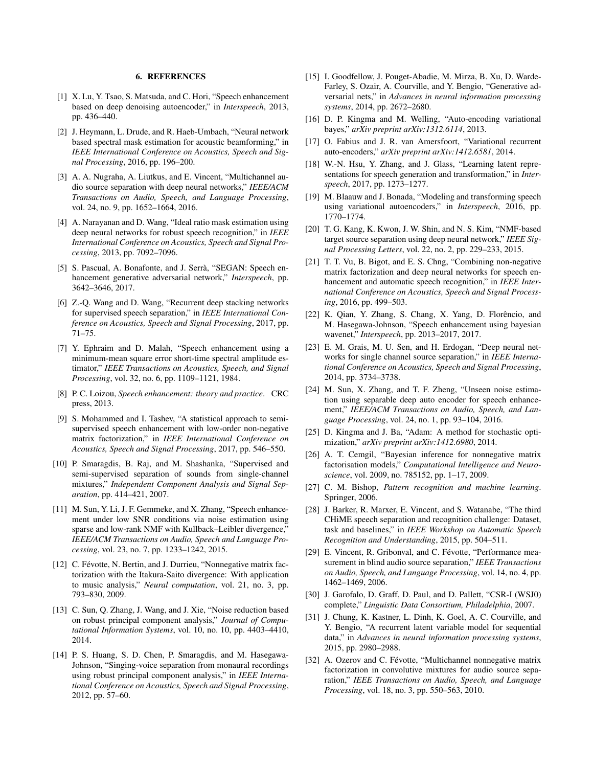## 6. REFERENCES

[1] X. Lu, Y. Tsao, S. Matsuda, and C. Hori, "Speech enhancement based on deep denoising autoencoder," in *Interspeech*, 2013, pp. 436–440.

[2] J. Heymann, L. Drude, and R. Haeb-Umbach, "Neural network based spectral mask estimation for acoustic beamforming," in *IEEE International Conference on Acoustics, Speech and Signal Processing*, 2016, pp. 196–200.

[3] A. A. Nugraha, A. Liutkus, and E. Vincent, "Multichannel audio source separation with deep neural networks," *IEEE/ACM Transactions on Audio, Speech, and Language Processing*, vol. 24, no. 9, pp. 1652–1664, 2016.

[4] A. Narayanan and D. Wang, "Ideal ratio mask estimation using deep neural networks for robust speech recognition," in *IEEE International Conference on Acoustics, Speech and Signal Processing*, 2013, pp. 7092–7096.

[5] S. Pascual, A. Bonafonte, and J. Serrà, "SEGAN: Speech enhancement generative adversarial network," *Interspeech*, pp. 3642–3646, 2017.

[6] Z.-Q. Wang and D. Wang, "Recurrent deep stacking networks for supervised speech separation," in *IEEE International Conference on Acoustics, Speech and Signal Processing*, 2017, pp. 71–75.

[7] Y. Ephraim and D. Malah, "Speech enhancement using a minimum-mean square error short-time spectral amplitude estimator," *IEEE Transactions on Acoustics, Speech, and Signal Processing*, vol. 32, no. 6, pp. 1109–1121, 1984.

[8] P. C. Loizou, *Speech enhancement: theory and practice*. CRC press, 2013.

[9] S. Mohammed and I. Tashev, "A statistical approach to semi-supervised speech enhancement with low-order non-negative matrix factorization," in *IEEE International Conference on Acoustics, Speech and Signal Processing*, 2017, pp. 546–550.

[10] P. Smaragdis, B. Raj, and M. Shashanka, "Supervised and semi-supervised separation of sounds from single-channel mixtures," *Independent Component Analysis and Signal Separation*, pp. 414–421, 2007.

[11] M. Sun, Y. Li, J. F. Gemmeke, and X. Zhang, "Speech enhancement under low SNR conditions via noise estimation using sparse and low-rank NMF with Kullback–Leibler divergence," *IEEE/ACM Transactions on Audio, Speech and Language Processing*, vol. 23, no. 7, pp. 1233–1242, 2015.

[12] C. Févotte, N. Bertin, and J. Durrieu, "Nonnegative matrix factorization with the Itakura-Saito divergence: With application to music analysis," *Neural computation*, vol. 21, no. 3, pp. 793–830, 2009.

[13] C. Sun, Q. Zhang, J. Wang, and J. Xie, "Noise reduction based on robust principal component analysis," *Journal of Computational Information Systems*, vol. 10, no. 10, pp. 4403–4410, 2014.

[14] P. S. Huang, S. D. Chen, P. Smaragdis, and M. Hasegawa-Johnson, "Singing-voice separation from monaural recordings using robust principal component analysis," in *IEEE International Conference on Acoustics, Speech and Signal Processing*, 2012, pp. 57–60.

[15] I. Goodfellow, J. Pouget-Abadie, M. Mirza, B. Xu, D. Warde-Farley, S. Ozair, A. Courville, and Y. Bengio, "Generative adversarial nets," in *Advances in neural information processing systems*, 2014, pp. 2672–2680.

[16] D. P. Kingma and M. Welling, "Auto-encoding variational bayes," *arXiv preprint arXiv:1312.6114*, 2013.

[17] O. Fabius and J. R. van Amersfoort, "Variational recurrent auto-encoders," *arXiv preprint arXiv:1412.6581*, 2014.

[18] W.-N. Hsu, Y. Zhang, and J. Glass, "Learning latent representations for speech generation and transformation," in *Interspeech*, 2017, pp. 1273–1277.

[19] M. Blaauw and J. Bonada, "Modeling and transforming speech using variational autoencoders," in *Interspeech*, 2016, pp. 1770–1774.

[20] T. G. Kang, K. Kwon, J. W. Shin, and N. S. Kim, "NMF-based target source separation using deep neural network," *IEEE Signal Processing Letters*, vol. 22, no. 2, pp. 229–233, 2015.

[21] T. T. Vu, B. Bigot, and E. S. Chng, "Combining non-negative matrix factorization and deep neural networks for speech enhancement and automatic speech recognition," in *IEEE International Conference on Acoustics, Speech and Signal Processing*, 2016, pp. 499–503.

[22] K. Qian, Y. Zhang, S. Chang, X. Yang, D. Florêncio, and M. Hasegawa-Johnson, "Speech enhancement using bayesian wavenet," *Interspeech*, pp. 2013–2017, 2017.

[23] E. M. Grais, M. U. Sen, and H. Erdogan, "Deep neural networks for single channel source separation," in *IEEE International Conference on Acoustics, Speech and Signal Processing*, 2014, pp. 3734–3738.

[24] M. Sun, X. Zhang, and T. F. Zheng, "Unseen noise estimation using separable deep auto encoder for speech enhancement," *IEEE/ACM Transactions on Audio, Speech, and Language Processing*, vol. 24, no. 1, pp. 93–104, 2016.

[25] D. Kingma and J. Ba, "Adam: A method for stochastic optimization," *arXiv preprint arXiv:1412.6980*, 2014.

[26] A. T. Cemgil, "Bayesian inference for nonnegative matrix factorisation models," *Computational Intelligence and Neuroscience*, vol. 2009, no. 785152, pp. 1–17, 2009.

[27] C. M. Bishop, *Pattern recognition and machine learning*. Springer, 2006.

[28] J. Barker, R. Marxer, E. Vincent, and S. Watanabe, "The third CHiME speech separation and recognition challenge: Dataset, task and baselines," in *IEEE Workshop on Automatic Speech Recognition and Understanding*, 2015, pp. 504–511.

[29] E. Vincent, R. Gribonval, and C. Févotte, "Performance measurement in blind audio source separation," *IEEE Transactions on Audio, Speech, and Language Processing*, vol. 14, no. 4, pp. 1462–1469, 2006.

[30] J. Garofalo, D. Graff, D. Paul, and D. Pallett, "CSR-I (WSJ0) complete," *Linguistic Data Consortium, Philadelphia*, 2007.

[31] J. Chung, K. Kastner, L. Dinh, K. Goel, A. C. Courville, and Y. Bengio, "A recurrent latent variable model for sequential data," in *Advances in neural information processing systems*, 2015, pp. 2980–2988.

[32] A. Ozerov and C. Févotte, "Multichannel nonnegative matrix factorization in convolutive mixtures for audio source separation," *IEEE Transactions on Audio, Speech, and Language Processing*, vol. 18, no. 3, pp. 550–563, 2010.